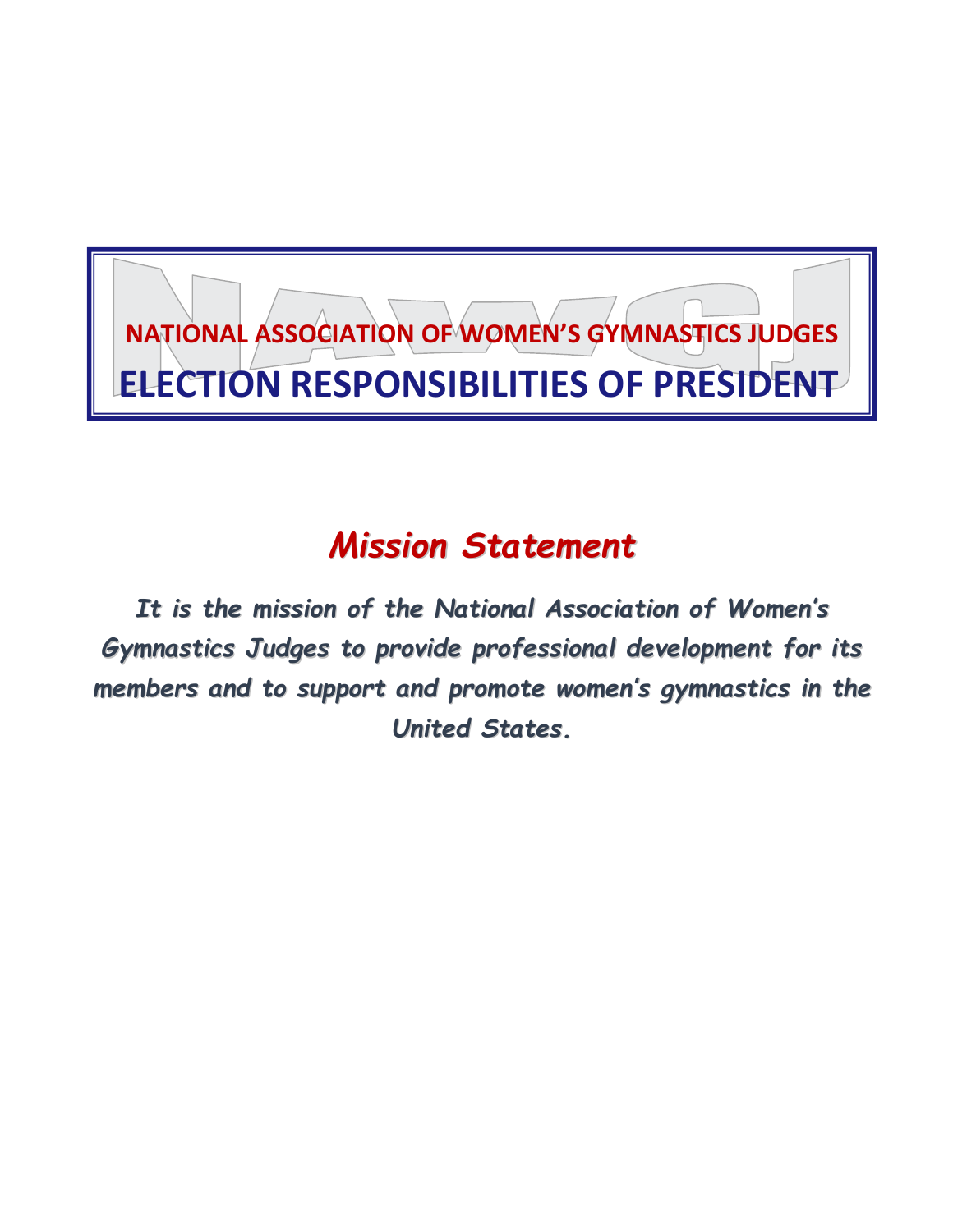# NATIONAL ASSOCIATION OF WOMEN'S GYMNASTICS JUDGES

# ELECTION RESPONSIBILITIES OF PRESIDENT

## *Mission Statement*

***It is the mission of the National Association of Women's Gymnastics Judges to provide professional development for its members and to support and promote women's gymnastics in the United States.***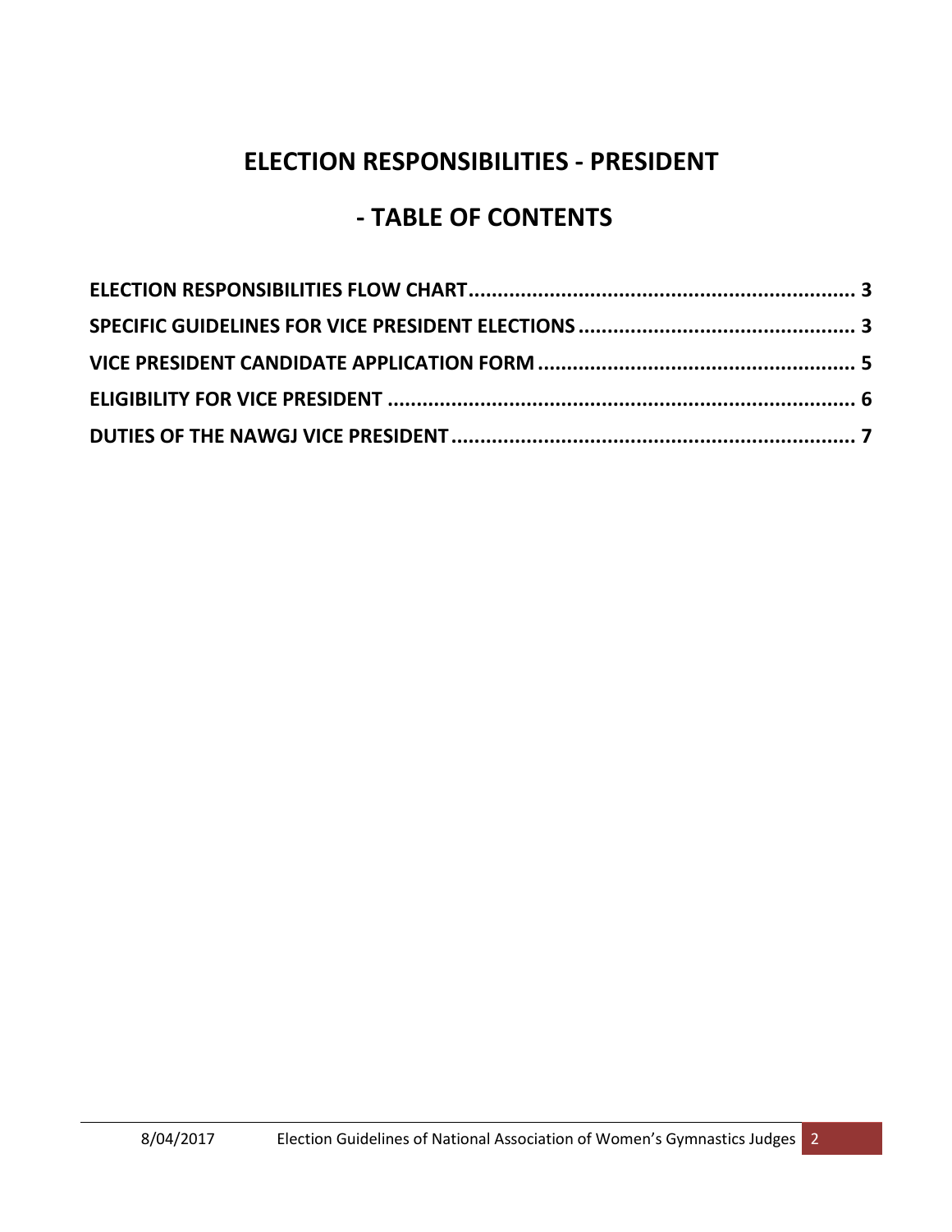# ELECTION RESPONSIBILITIES - PRESIDENT

# - TABLE OF CONTENTS

**ELECTION RESPONSIBILITIES FLOW CHART .................................................................. 3**

**SPECIFIC GUIDELINES FOR VICE PRESIDENT ELECTIONS ............................................... 3**

**VICE PRESIDENT CANDIDATE APPLICATION FORM ...................................................... 5**

**ELIGIBILITY FOR VICE PRESIDENT ................................................................................. 6**

**DUTIES OF THE NAWGJ VICE PRESIDENT ...................................................................... 7**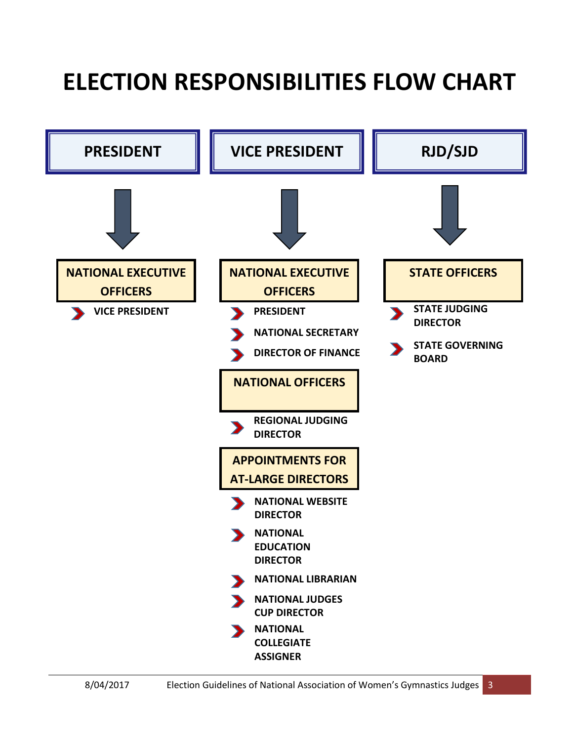# ELECTION RESPONSIBILITIES FLOW CHART

## PRESIDENT

**NATIONAL EXECUTIVE OFFICERS**

- VICE PRESIDENT

## VICE PRESIDENT

**NATIONAL EXECUTIVE OFFICERS**

- PRESIDENT
- NATIONAL SECRETARY
- DIRECTOR OF FINANCE

**NATIONAL OFFICERS**

- REGIONAL JUDGING DIRECTOR

**APPOINTMENTS FOR AT-LARGE DIRECTORS**

- NATIONAL WEBSITE DIRECTOR
- NATIONAL EDUCATION DIRECTOR
- NATIONAL LIBRARIAN
- NATIONAL JUDGES CUP DIRECTOR
- NATIONAL COLLEGIATE ASSIGNER

## RJD/SJD

**STATE OFFICERS**

- STATE JUDGING DIRECTOR
- STATE GOVERNING BOARD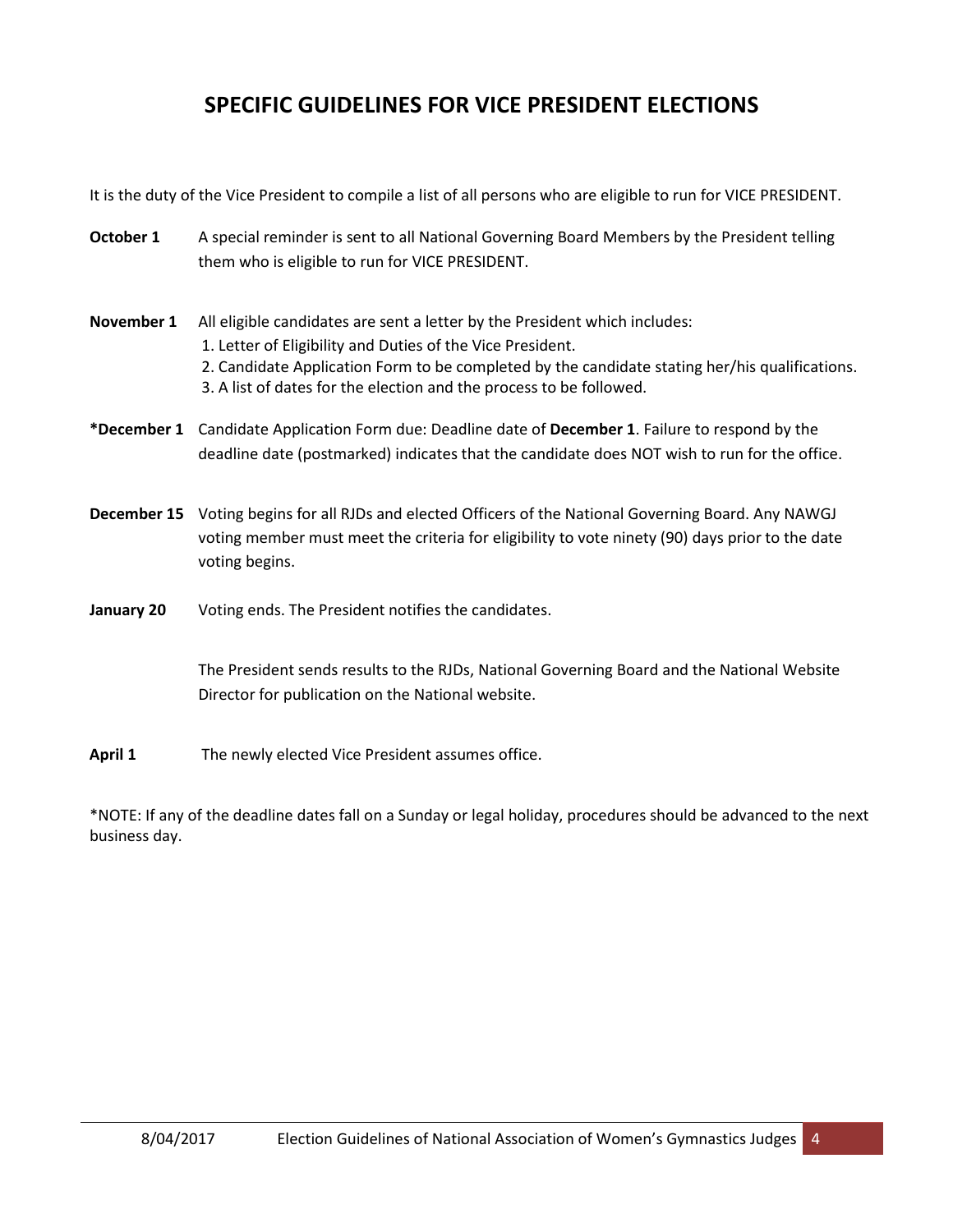## SPECIFIC GUIDELINES FOR VICE PRESIDENT ELECTIONS

It is the duty of the Vice President to compile a list of all persons who are eligible to run for VICE PRESIDENT.

**October 1** A special reminder is sent to all National Governing Board Members by the President telling them who is eligible to run for VICE PRESIDENT.

**November 1** All eligible candidates are sent a letter by the President which includes:

1. Letter of Eligibility and Duties of the Vice President.
2. Candidate Application Form to be completed by the candidate stating her/his qualifications.
3. A list of dates for the election and the process to be followed.

**\*December 1** Candidate Application Form due: Deadline date of **December 1**. Failure to respond by the deadline date (postmarked) indicates that the candidate does NOT wish to run for the office.

**December 15** Voting begins for all RJDs and elected Officers of the National Governing Board. Any NAWGJ voting member must meet the criteria for eligibility to vote ninety (90) days prior to the date voting begins.

**January 20** Voting ends. The President notifies the candidates.

The President sends results to the RJDs, National Governing Board and the National Website Director for publication on the National website.

**April 1** The newly elected Vice President assumes office.

*NOTE: If any of the deadline dates fall on a Sunday or legal holiday, procedures should be advanced to the next business day.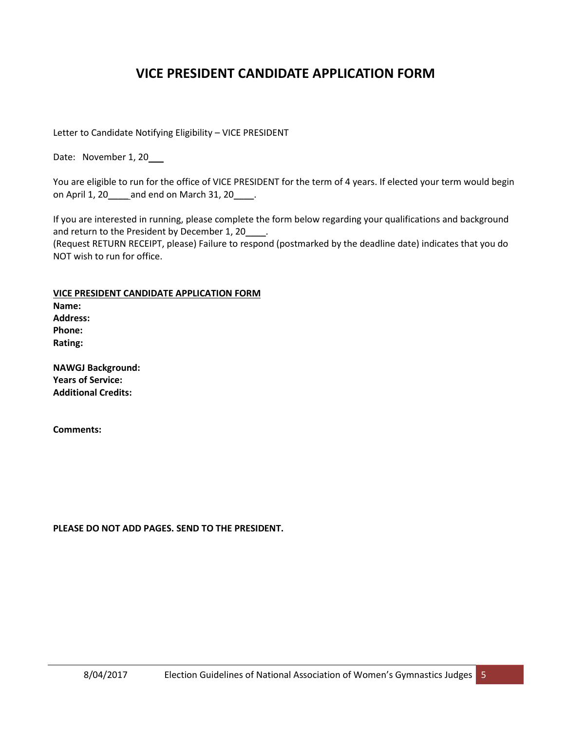# VICE PRESIDENT CANDIDATE APPLICATION FORM

Letter to Candidate Notifying Eligibility – VICE PRESIDENT

Date: November 1, 20___

You are eligible to run for the office of VICE PRESIDENT for the term of 4 years. If elected your term would begin on April 1, 20____ and end on March 31, 20____.

If you are interested in running, please complete the form below regarding your qualifications and background and return to the President by December 1, 20____.
(Request RETURN RECEIPT, please) Failure to respond (postmarked by the deadline date) indicates that you do NOT wish to run for office.

**VICE PRESIDENT CANDIDATE APPLICATION FORM**

**Name:**
**Address:**
**Phone:**
**Rating:**

**NAWGJ Background:**
**Years of Service:**
**Additional Credits:**

**Comments:**

**PLEASE DO NOT ADD PAGES. SEND TO THE PRESIDENT.**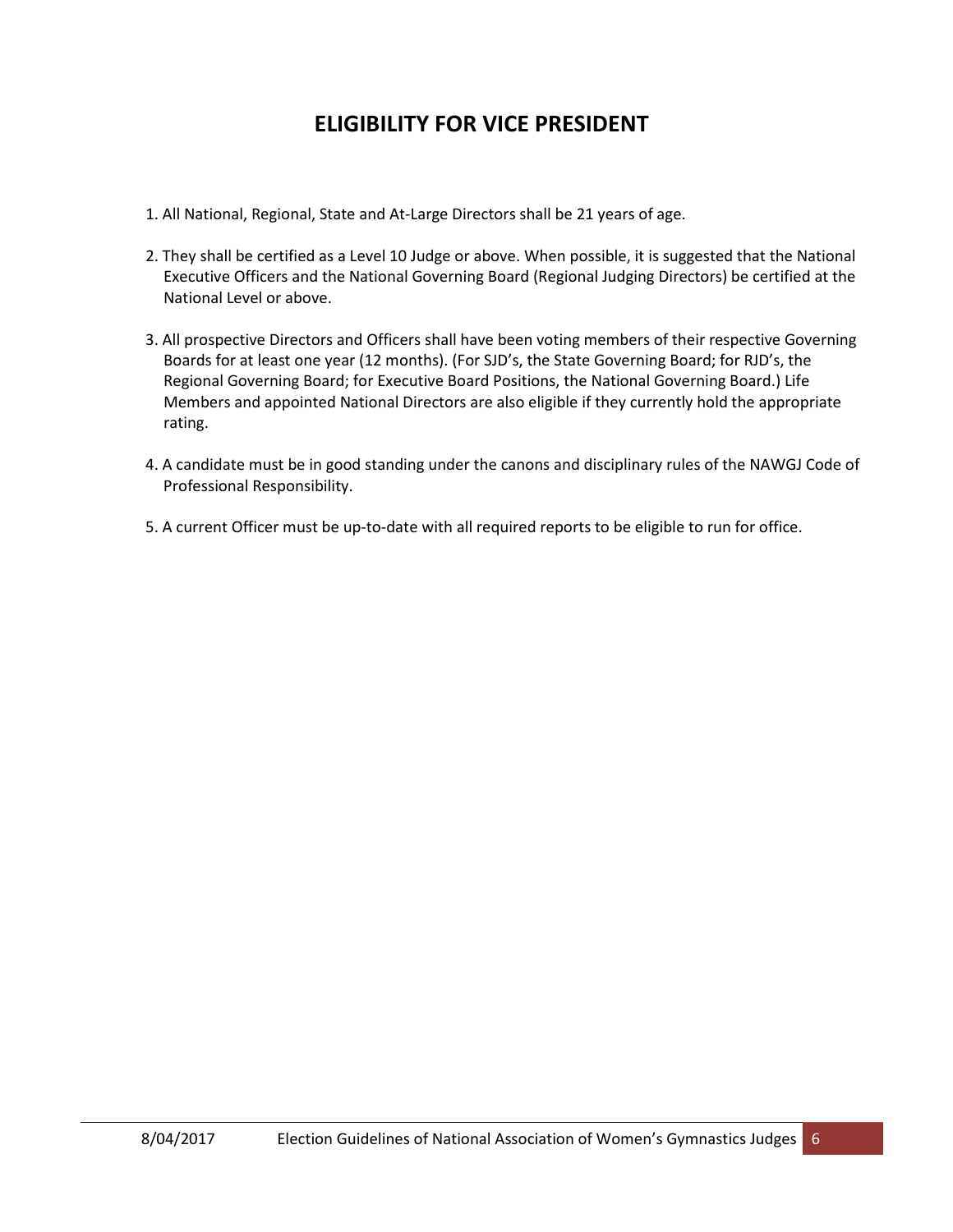# ELIGIBILITY FOR VICE PRESIDENT

1. All National, Regional, State and At-Large Directors shall be 21 years of age.

2. They shall be certified as a Level 10 Judge or above. When possible, it is suggested that the National Executive Officers and the National Governing Board (Regional Judging Directors) be certified at the National Level or above.

3. All prospective Directors and Officers shall have been voting members of their respective Governing Boards for at least one year (12 months). (For SJD's, the State Governing Board; for RJD's, the Regional Governing Board; for Executive Board Positions, the National Governing Board.) Life Members and appointed National Directors are also eligible if they currently hold the appropriate rating.

4. A candidate must be in good standing under the canons and disciplinary rules of the NAWGJ Code of Professional Responsibility.

5. A current Officer must be up-to-date with all required reports to be eligible to run for office.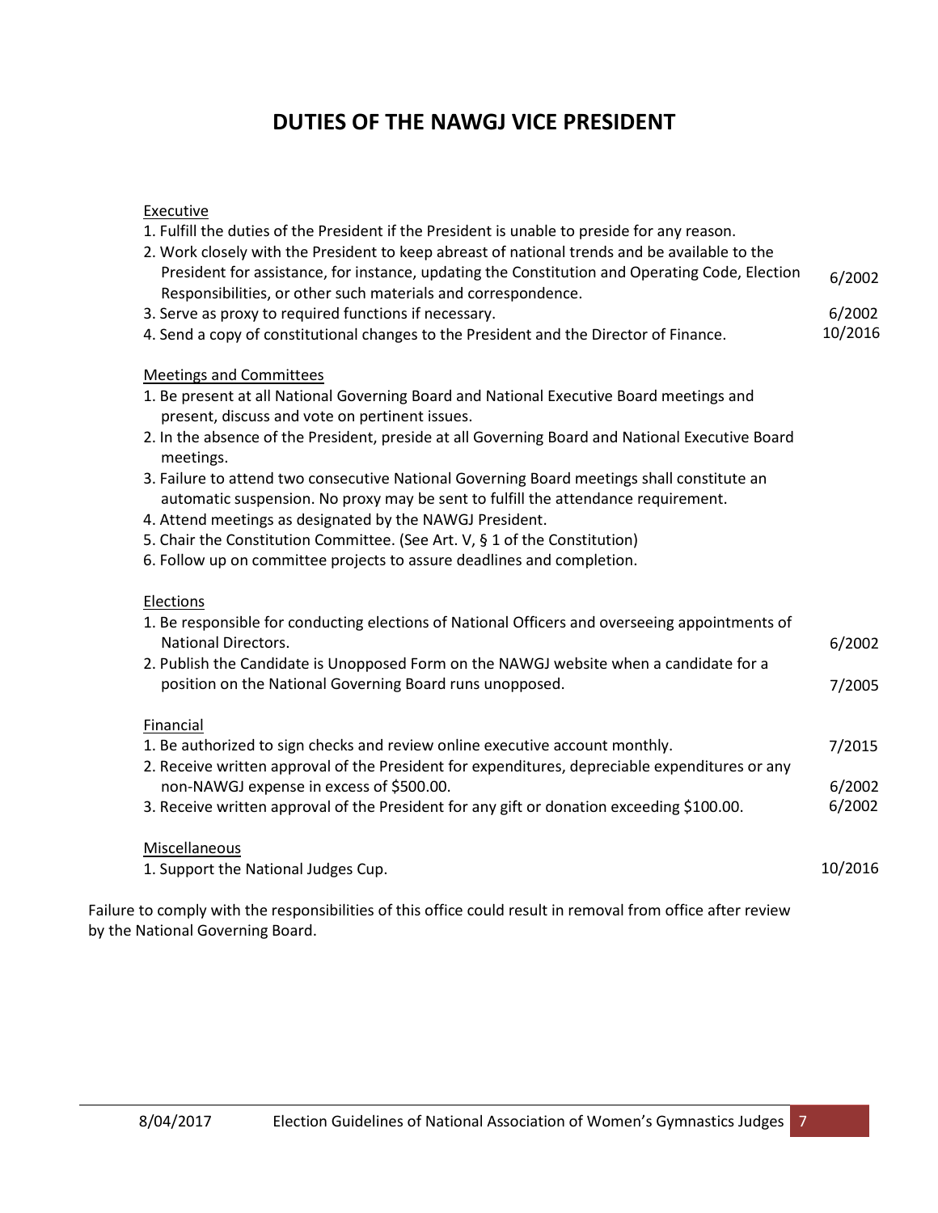# DUTIES OF THE NAWGJ VICE PRESIDENT

Executive

1. Fulfill the duties of the President if the President is unable to preside for any reason.
2. Work closely with the President to keep abreast of national trends and be available to the President for assistance, for instance, updating the Constitution and Operating Code, Election Responsibilities, or other such materials and correspondence. 6/2002
3. Serve as proxy to required functions if necessary. 6/2002
4. Send a copy of constitutional changes to the President and the Director of Finance. 10/2016

Meetings and Committees

1. Be present at all National Governing Board and National Executive Board meetings and present, discuss and vote on pertinent issues.
2. In the absence of the President, preside at all Governing Board and National Executive Board meetings.
3. Failure to attend two consecutive National Governing Board meetings shall constitute an automatic suspension. No proxy may be sent to fulfill the attendance requirement.
4. Attend meetings as designated by the NAWGJ President.
5. Chair the Constitution Committee. (See Art. V, § 1 of the Constitution)
6. Follow up on committee projects to assure deadlines and completion.

Elections

1. Be responsible for conducting elections of National Officers and overseeing appointments of National Directors. 6/2002
2. Publish the Candidate is Unopposed Form on the NAWGJ website when a candidate for a position on the National Governing Board runs unopposed. 7/2005

Financial

1. Be authorized to sign checks and review online executive account monthly. 7/2015
2. Receive written approval of the President for expenditures, depreciable expenditures or any non-NAWGJ expense in excess of $500.00. 6/2002
3. Receive written approval of the President for any gift or donation exceeding $100.00. 6/2002

Miscellaneous

1. Support the National Judges Cup. 10/2016

Failure to comply with the responsibilities of this office could result in removal from office after review by the National Governing Board.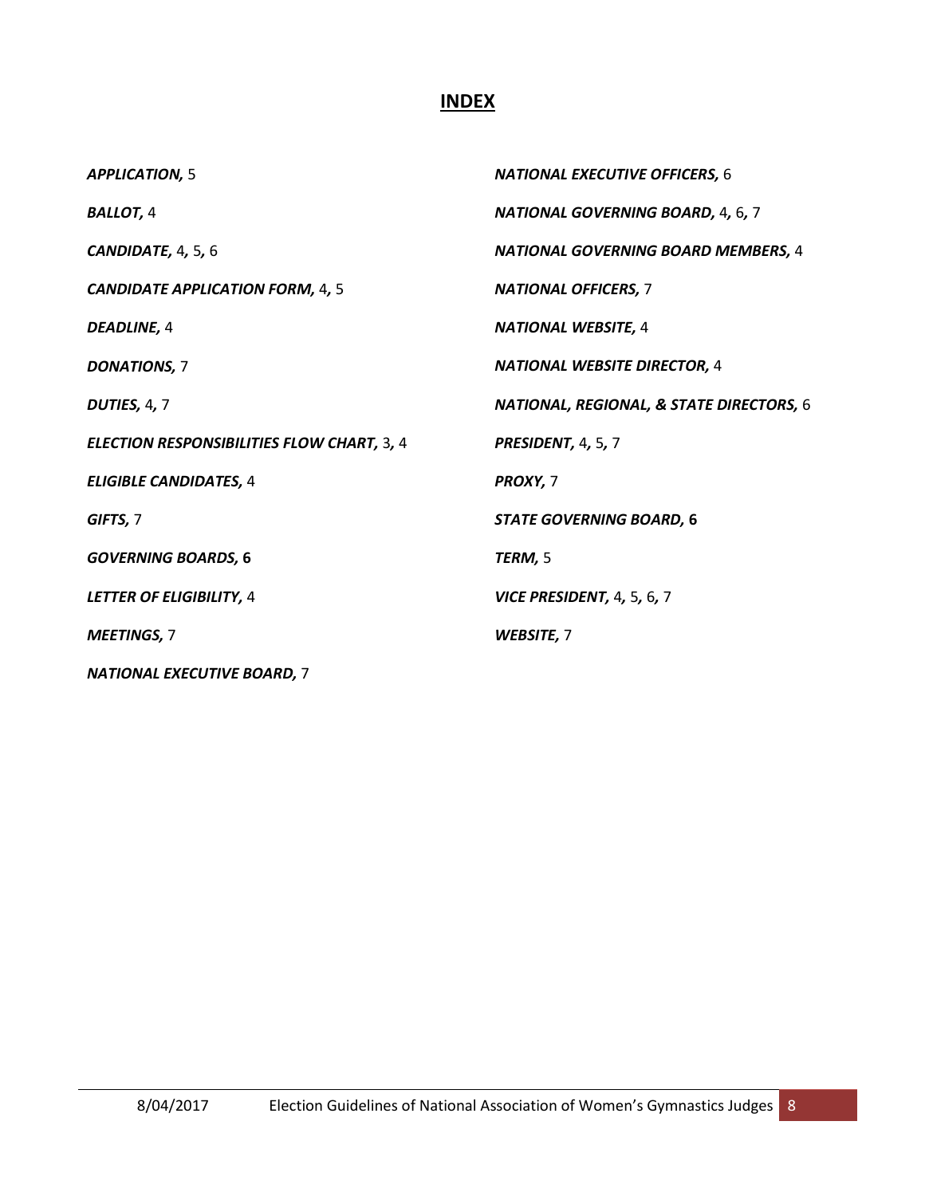# INDEX

***APPLICATION,*** 5

***BALLOT,*** 4

***CANDIDATE,*** 4, 5, 6

***CANDIDATE APPLICATION FORM,*** 4, 5

***DEADLINE,*** 4

***DONATIONS,*** 7

***DUTIES,*** 4, 7

***ELECTION RESPONSIBILITIES FLOW CHART,*** 3, 4

***ELIGIBLE CANDIDATES,*** 4

***GIFTS,*** 7

***GOVERNING BOARDS,*** **6**

***LETTER OF ELIGIBILITY,*** 4

***MEETINGS,*** 7

***NATIONAL EXECUTIVE BOARD,*** 7

***NATIONAL EXECUTIVE OFFICERS,*** 6

***NATIONAL GOVERNING BOARD,*** 4, 6, 7

***NATIONAL GOVERNING BOARD MEMBERS,*** 4

***NATIONAL OFFICERS,*** 7

***NATIONAL WEBSITE,*** 4

***NATIONAL WEBSITE DIRECTOR,*** 4

***NATIONAL, REGIONAL, & STATE DIRECTORS,*** 6

***PRESIDENT,*** 4, 5, 7

***PROXY,*** 7

***STATE GOVERNING BOARD,*** **6**

***TERM,*** 5

***VICE PRESIDENT,*** 4, 5, 6, 7

***WEBSITE,*** 7